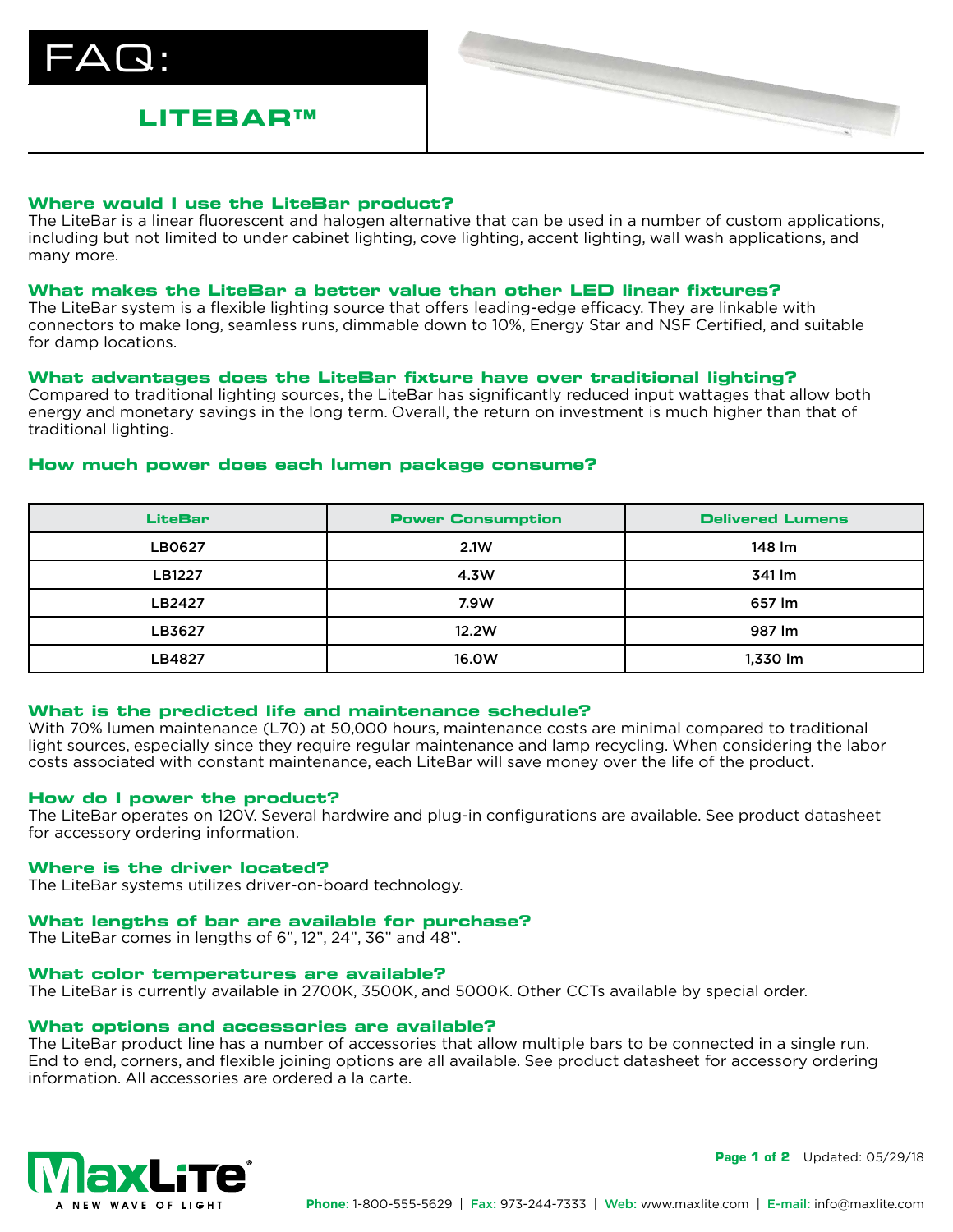# FAQ:

## LITEBAR™

### Where would I use the LiteBar product?

The LiteBar is a linear fluorescent and halogen alternative that can be used in a number of custom applications, including but not limited to under cabinet lighting, cove lighting, accent lighting, wall wash applications, and many more.

### What makes the LiteBar a better value than other LED linear fixtures?

The LiteBar system is a flexible lighting source that offers leading-edge efficacy. They are linkable with connectors to make long, seamless runs, dimmable down to 10%, Energy Star and NSF Certified, and suitable for damp locations.

### What advantages does the LiteBar fixture have over traditional lighting?

Compared to traditional lighting sources, the LiteBar has significantly reduced input wattages that allow both energy and monetary savings in the long term. Overall, the return on investment is much higher than that of traditional lighting.

### How much power does each lumen package consume?

| LiteBar | Power Consumption | Delivered Lumens |
| --- | --- | --- |
| LB0627 | 2.1W | 148 lm |
| LB1227 | 4.3W | 341 lm |
| LB2427 | 7.9W | 657 lm |
| LB3627 | 12.2W | 987 lm |
| LB4827 | 16.0W | 1,330 lm |

### What is the predicted life and maintenance schedule?

With 70% lumen maintenance (L70) at 50,000 hours, maintenance costs are minimal compared to traditional light sources, especially since they require regular maintenance and lamp recycling. When considering the labor costs associated with constant maintenance, each LiteBar will save money over the life of the product.

### How do I power the product?

The LiteBar operates on 120V. Several hardwire and plug-in configurations are available. See product datasheet for accessory ordering information.

### Where is the driver located?

The LiteBar systems utilizes driver-on-board technology.

### What lengths of bar are available for purchase?

The LiteBar comes in lengths of 6", 12", 24", 36" and 48".

### What color temperatures are available?

The LiteBar is currently available in 2700K, 3500K, and 5000K. Other CCTs available by special order.

### What options and accessories are available?

The LiteBar product line has a number of accessories that allow multiple bars to be connected in a single run. End to end, corners, and flexible joining options are all available. See product datasheet for accessory ordering information. All accessories are ordered a la carte.

MaxLite® A NEW WAVE OF LIGHT

Updated: 05/29/18

**Phone:** 1-800-555-5629 | **Fax:** 973-244-7333 | **Web:** www.maxlite.com | **E-mail:** info@maxlite.com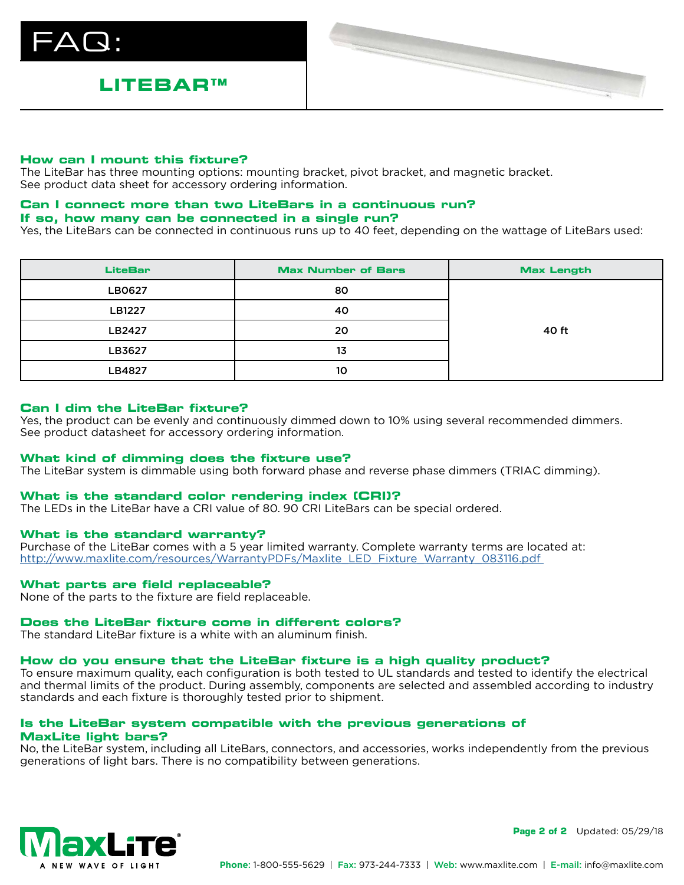# FAQ:

## LITEBAR™

### How can I mount this fixture?

The LiteBar has three mounting options: mounting bracket, pivot bracket, and magnetic bracket. See product data sheet for accessory ordering information.

### Can I connect more than two LiteBars in a continuous run? If so, how many can be connected in a single run?

Yes, the LiteBars can be connected in continuous runs up to 40 feet, depending on the wattage of LiteBars used:

| LiteBar | Max Number of Bars | Max Length |
|---|---|---|
| LB0627 | 80 | 40 ft |
| LB1227 | 40 | |
| LB2427 | 20 | |
| LB3627 | 13 | |
| LB4827 | 10 | |

### Can I dim the LiteBar fixture?

Yes, the product can be evenly and continuously dimmed down to 10% using several recommended dimmers. See product datasheet for accessory ordering information.

### What kind of dimming does the fixture use?

The LiteBar system is dimmable using both forward phase and reverse phase dimmers (TRIAC dimming).

### What is the standard color rendering index (CRI)?

The LEDs in the LiteBar have a CRI value of 80. 90 CRI LiteBars can be special ordered.

### What is the standard warranty?

Purchase of the LiteBar comes with a 5 year limited warranty. Complete warranty terms are located at: http://www.maxlite.com/resources/WarrantyPDFs/Maxlite_LED_Fixture_Warranty_083116.pdf

### What parts are field replaceable?

None of the parts to the fixture are field replaceable.

### Does the LiteBar fixture come in different colors?

The standard LiteBar fixture is a white with an aluminum finish.

### How do you ensure that the LiteBar fixture is a high quality product?

To ensure maximum quality, each configuration is both tested to UL standards and tested to identify the electrical and thermal limits of the product. During assembly, components are selected and assembled according to industry standards and each fixture is thoroughly tested prior to shipment.

### Is the LiteBar system compatible with the previous generations of MaxLite light bars?

No, the LiteBar system, including all LiteBars, connectors, and accessories, works independently from the previous generations of light bars. There is no compatibility between generations.

MaxLite® A NEW WAVE OF LIGHT

Updated: 05/29/18

**Phone:** 1-800-555-5629 | **Fax:** 973-244-7333 | **Web:** www.maxlite.com | **E-mail:** info@maxlite.com